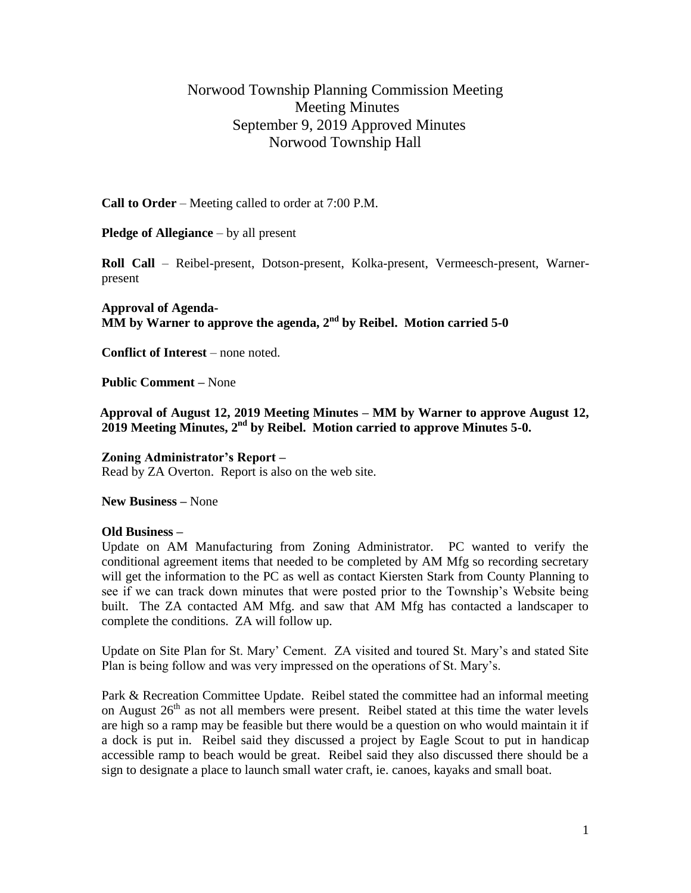# Norwood Township Planning Commission Meeting
## Meeting Minutes
## September 9, 2019 Approved Minutes
## Norwood Township Hall

**Call to Order** – Meeting called to order at 7:00 P.M.

**Pledge of Allegiance** – by all present

**Roll Call** – Reibel-present, Dotson-present, Kolka-present, Vermeesch-present, Warner-present

**Approval of Agenda-**
**MM by Warner to approve the agenda, 2nd by Reibel. Motion carried 5-0**

**Conflict of Interest** – none noted.

**Public Comment –** None

**Approval of August 12, 2019 Meeting Minutes – MM by Warner to approve August 12, 2019 Meeting Minutes, 2nd by Reibel. Motion carried to approve Minutes 5-0.**

**Zoning Administrator's Report –**
Read by ZA Overton. Report is also on the web site.

**New Business –** None

**Old Business –**
Update on AM Manufacturing from Zoning Administrator. PC wanted to verify the conditional agreement items that needed to be completed by AM Mfg so recording secretary will get the information to the PC as well as contact Kiersten Stark from County Planning to see if we can track down minutes that were posted prior to the Township's Website being built. The ZA contacted AM Mfg. and saw that AM Mfg has contacted a landscaper to complete the conditions. ZA will follow up.

Update on Site Plan for St. Mary' Cement. ZA visited and toured St. Mary's and stated Site Plan is being follow and was very impressed on the operations of St. Mary's.

Park & Recreation Committee Update. Reibel stated the committee had an informal meeting on August 26th as not all members were present. Reibel stated at this time the water levels are high so a ramp may be feasible but there would be a question on who would maintain it if a dock is put in. Reibel said they discussed a project by Eagle Scout to put in handicap accessible ramp to beach would be great. Reibel said they also discussed there should be a sign to designate a place to launch small water craft, ie. canoes, kayaks and small boat.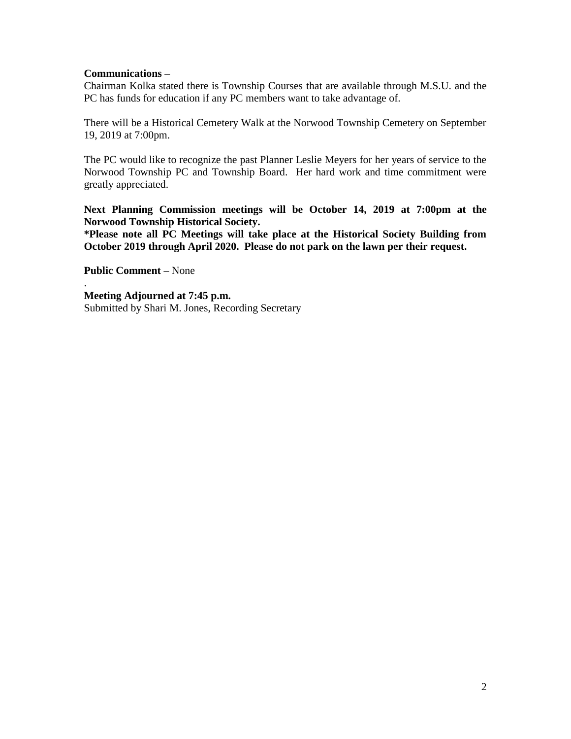**Communications –**
Chairman Kolka stated there is Township Courses that are available through M.S.U. and the PC has funds for education if any PC members want to take advantage of.

There will be a Historical Cemetery Walk at the Norwood Township Cemetery on September 19, 2019 at 7:00pm.

The PC would like to recognize the past Planner Leslie Meyers for her years of service to the Norwood Township PC and Township Board. Her hard work and time commitment were greatly appreciated.

**Next Planning Commission meetings will be October 14, 2019 at 7:00pm at the Norwood Township Historical Society.**
**\*Please note all PC Meetings will take place at the Historical Society Building from October 2019 through April 2020. Please do not park on the lawn per their request.**

**Public Comment –** None

.

**Meeting Adjourned at 7:45 p.m.**
Submitted by Shari M. Jones, Recording Secretary